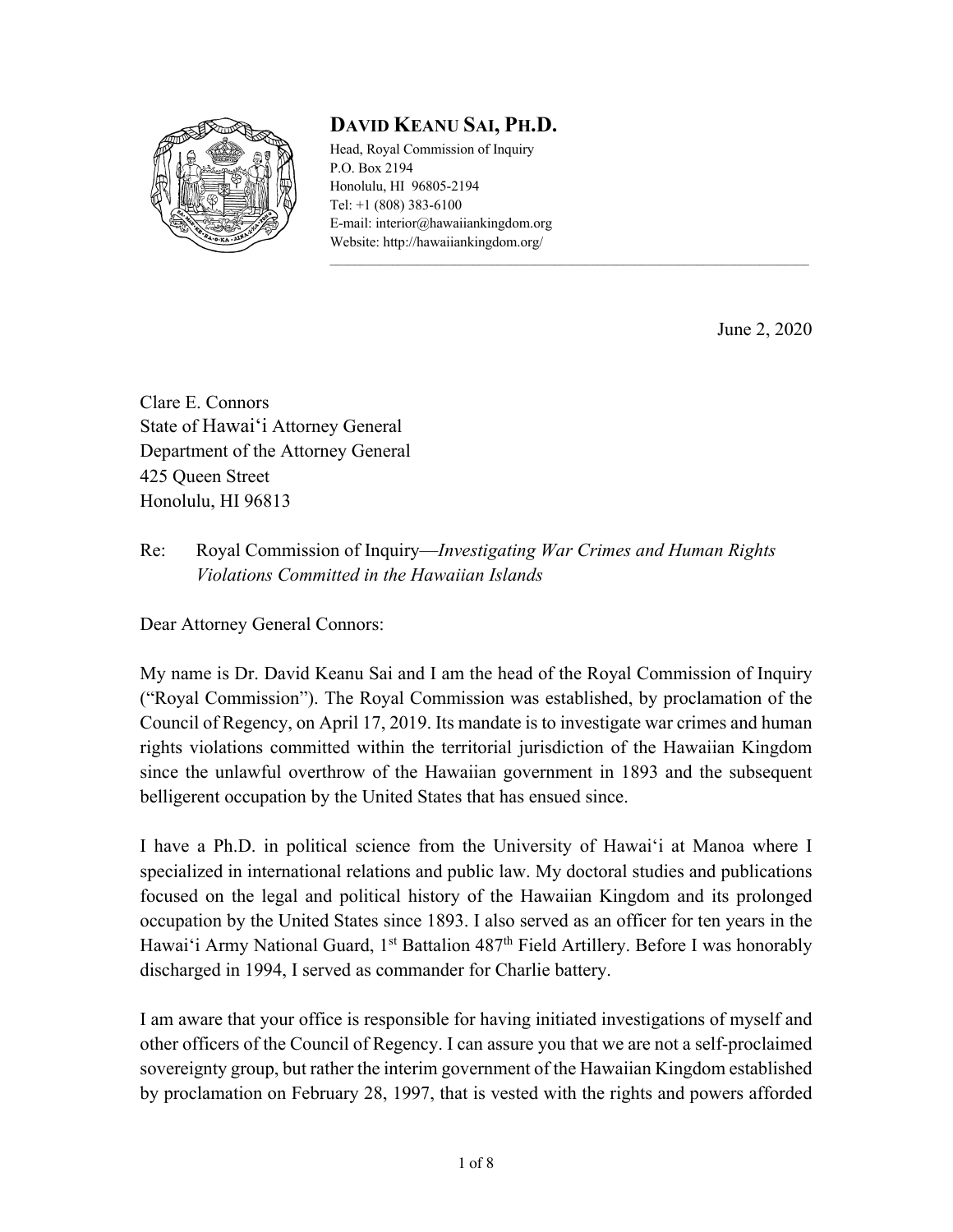**DAVID KEANU SAI, PH.D.**

Head, Royal Commission of Inquiry
P.O. Box 2194
Honolulu, HI 96805-2194
Tel: +1 (808) 383-6100
E-mail: interior@hawaiiankingdom.org
Website: http://hawaiiankingdom.org/

June 2, 2020

Clare E. Connors
State of Hawaiʻi Attorney General
Department of the Attorney General
425 Queen Street
Honolulu, HI 96813

Re: Royal Commission of Inquiry—*Investigating War Crimes and Human Rights Violations Committed in the Hawaiian Islands*

Dear Attorney General Connors:

My name is Dr. David Keanu Sai and I am the head of the Royal Commission of Inquiry ("Royal Commission"). The Royal Commission was established, by proclamation of the Council of Regency, on April 17, 2019. Its mandate is to investigate war crimes and human rights violations committed within the territorial jurisdiction of the Hawaiian Kingdom since the unlawful overthrow of the Hawaiian government in 1893 and the subsequent belligerent occupation by the United States that has ensued since.

I have a Ph.D. in political science from the University of Hawaiʻi at Manoa where I specialized in international relations and public law. My doctoral studies and publications focused on the legal and political history of the Hawaiian Kingdom and its prolonged occupation by the United States since 1893. I also served as an officer for ten years in the Hawaiʻi Army National Guard, 1st Battalion 487th Field Artillery. Before I was honorably discharged in 1994, I served as commander for Charlie battery.

I am aware that your office is responsible for having initiated investigations of myself and other officers of the Council of Regency. I can assure you that we are not a self-proclaimed sovereignty group, but rather the interim government of the Hawaiian Kingdom established by proclamation on February 28, 1997, that is vested with the rights and powers afforded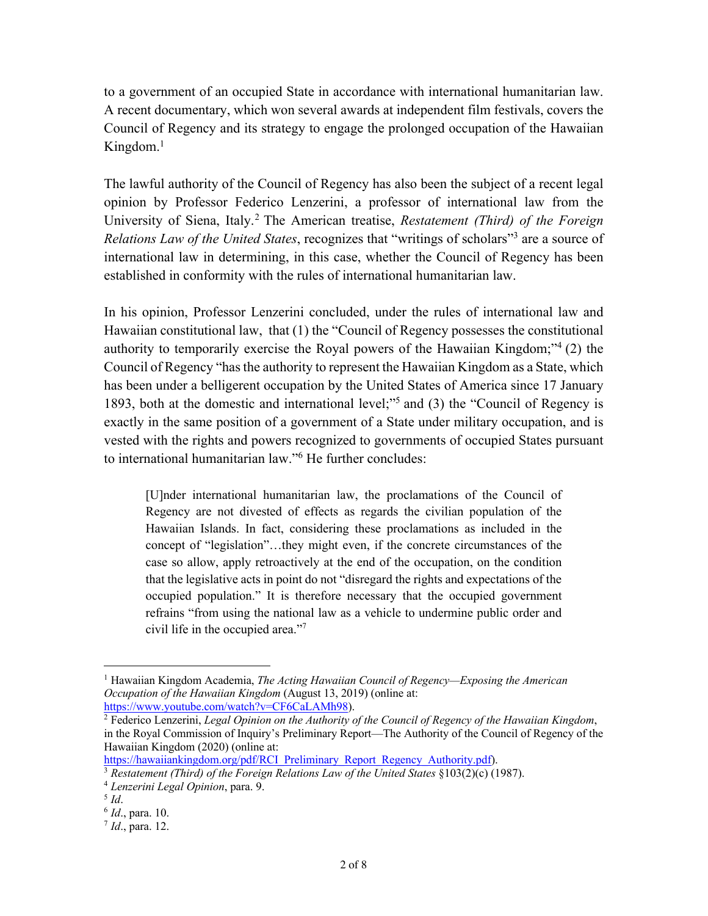to a government of an occupied State in accordance with international humanitarian law. A recent documentary, which won several awards at independent film festivals, covers the Council of Regency and its strategy to engage the prolonged occupation of the Hawaiian Kingdom.[1]

The lawful authority of the Council of Regency has also been the subject of a recent legal opinion by Professor Federico Lenzerini, a professor of international law from the University of Siena, Italy.[2] The American treatise, *Restatement (Third) of the Foreign Relations Law of the United States*, recognizes that "writings of scholars"[3] are a source of international law in determining, in this case, whether the Council of Regency has been established in conformity with the rules of international humanitarian law.

In his opinion, Professor Lenzerini concluded, under the rules of international law and Hawaiian constitutional law, that (1) the "Council of Regency possesses the constitutional authority to temporarily exercise the Royal powers of the Hawaiian Kingdom;"[4] (2) the Council of Regency "has the authority to represent the Hawaiian Kingdom as a State, which has been under a belligerent occupation by the United States of America since 17 January 1893, both at the domestic and international level;"[5] and (3) the "Council of Regency is exactly in the same position of a government of a State under military occupation, and is vested with the rights and powers recognized to governments of occupied States pursuant to international humanitarian law."[6] He further concludes:

> [U]nder international humanitarian law, the proclamations of the Council of Regency are not divested of effects as regards the civilian population of the Hawaiian Islands. In fact, considering these proclamations as included in the concept of "legislation"…they might even, if the concrete circumstances of the case so allow, apply retroactively at the end of the occupation, on the condition that the legislative acts in point do not "disregard the rights and expectations of the occupied population." It is therefore necessary that the occupied government refrains "from using the national law as a vehicle to undermine public order and civil life in the occupied area."[7]

---

[1] Hawaiian Kingdom Academia, *The Acting Hawaiian Council of Regency—Exposing the American Occupation of the Hawaiian Kingdom* (August 13, 2019) (online at: https://www.youtube.com/watch?v=CF6CaLAMh98).

[2] Federico Lenzerini, *Legal Opinion on the Authority of the Council of Regency of the Hawaiian Kingdom*, in the Royal Commission of Inquiry's Preliminary Report—The Authority of the Council of Regency of the Hawaiian Kingdom (2020) (online at: https://hawaiiankingdom.org/pdf/RCI_Preliminary_Report_Regency_Authority.pdf).

[3] *Restatement (Third) of the Foreign Relations Law of the United States* §103(2)(c) (1987).

[4] *Lenzerini Legal Opinion*, para. 9.

[5] *Id*.

[6] *Id*., para. 10.

[7] *Id*., para. 12.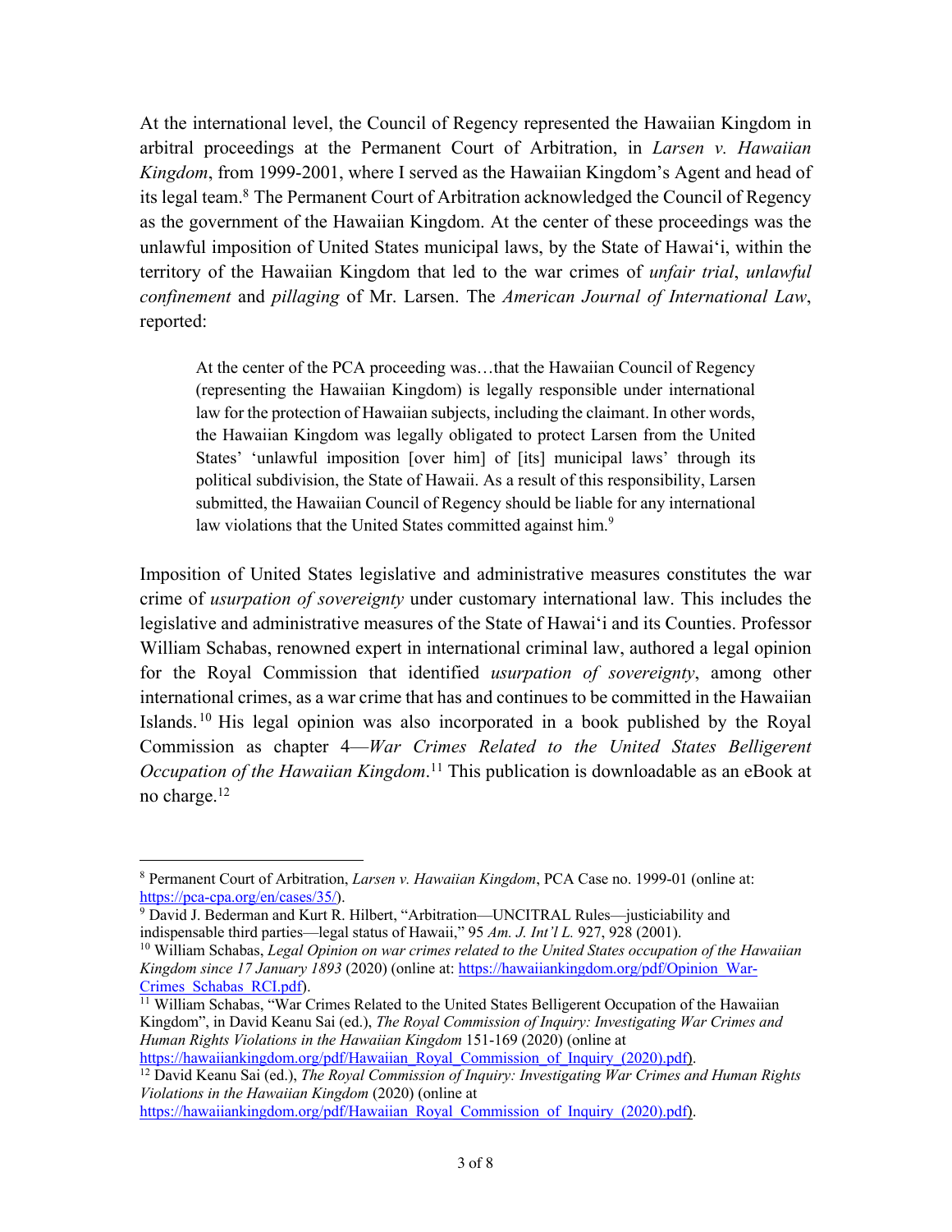At the international level, the Council of Regency represented the Hawaiian Kingdom in arbitral proceedings at the Permanent Court of Arbitration, in *Larsen v. Hawaiian Kingdom*, from 1999-2001, where I served as the Hawaiian Kingdom's Agent and head of its legal team.[8] The Permanent Court of Arbitration acknowledged the Council of Regency as the government of the Hawaiian Kingdom. At the center of these proceedings was the unlawful imposition of United States municipal laws, by the State of Hawai'i, within the territory of the Hawaiian Kingdom that led to the war crimes of *unfair trial*, *unlawful confinement* and *pillaging* of Mr. Larsen. The *American Journal of International Law*, reported:

> At the center of the PCA proceeding was…that the Hawaiian Council of Regency (representing the Hawaiian Kingdom) is legally responsible under international law for the protection of Hawaiian subjects, including the claimant. In other words, the Hawaiian Kingdom was legally obligated to protect Larsen from the United States' 'unlawful imposition [over him] of [its] municipal laws' through its political subdivision, the State of Hawaii. As a result of this responsibility, Larsen submitted, the Hawaiian Council of Regency should be liable for any international law violations that the United States committed against him.[9]

Imposition of United States legislative and administrative measures constitutes the war crime of *usurpation of sovereignty* under customary international law. This includes the legislative and administrative measures of the State of Hawai'i and its Counties. Professor William Schabas, renowned expert in international criminal law, authored a legal opinion for the Royal Commission that identified *usurpation of sovereignty*, among other international crimes, as a war crime that has and continues to be committed in the Hawaiian Islands.[10] His legal opinion was also incorporated in a book published by the Royal Commission as chapter 4—*War Crimes Related to the United States Belligerent Occupation of the Hawaiian Kingdom*.[11] This publication is downloadable as an eBook at no charge.[12]

---

[8] Permanent Court of Arbitration, *Larsen v. Hawaiian Kingdom*, PCA Case no. 1999-01 (online at: https://pca-cpa.org/en/cases/35/).

[9] David J. Bederman and Kurt R. Hilbert, "Arbitration—UNCITRAL Rules—justiciability and indispensable third parties—legal status of Hawaii," 95 *Am. J. Int'l L.* 927, 928 (2001).

[10] William Schabas, *Legal Opinion on war crimes related to the United States occupation of the Hawaiian Kingdom since 17 January 1893* (2020) (online at: https://hawaiiankingdom.org/pdf/Opinion_War-Crimes_Schabas_RCI.pdf).

[11] William Schabas, "War Crimes Related to the United States Belligerent Occupation of the Hawaiian Kingdom", in David Keanu Sai (ed.), *The Royal Commission of Inquiry: Investigating War Crimes and Human Rights Violations in the Hawaiian Kingdom* 151-169 (2020) (online at https://hawaiiankingdom.org/pdf/Hawaiian_Royal_Commission_of_Inquiry_(2020).pdf).

[12] David Keanu Sai (ed.), *The Royal Commission of Inquiry: Investigating War Crimes and Human Rights Violations in the Hawaiian Kingdom* (2020) (online at https://hawaiiankingdom.org/pdf/Hawaiian_Royal_Commission_of_Inquiry_(2020).pdf).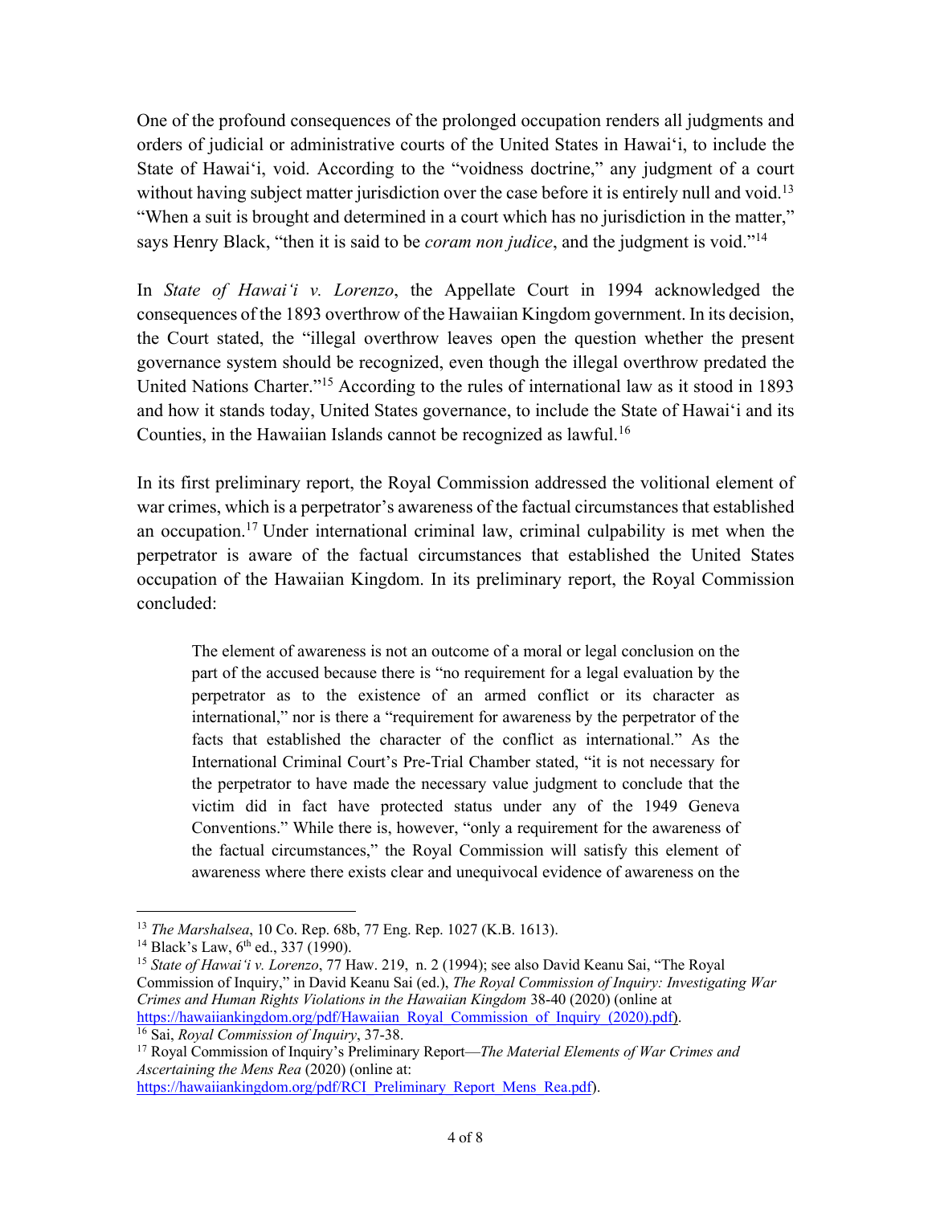One of the profound consequences of the prolonged occupation renders all judgments and orders of judicial or administrative courts of the United States in Hawai'i, to include the State of Hawai'i, void. According to the "voidness doctrine," any judgment of a court without having subject matter jurisdiction over the case before it is entirely null and void.[13] "When a suit is brought and determined in a court which has no jurisdiction in the matter," says Henry Black, "then it is said to be *coram non judice*, and the judgment is void."[14]

In *State of Hawai'i v. Lorenzo*, the Appellate Court in 1994 acknowledged the consequences of the 1893 overthrow of the Hawaiian Kingdom government. In its decision, the Court stated, the "illegal overthrow leaves open the question whether the present governance system should be recognized, even though the illegal overthrow predated the United Nations Charter."[15] According to the rules of international law as it stood in 1893 and how it stands today, United States governance, to include the State of Hawai'i and its Counties, in the Hawaiian Islands cannot be recognized as lawful.[16]

In its first preliminary report, the Royal Commission addressed the volitional element of war crimes, which is a perpetrator's awareness of the factual circumstances that established an occupation.[17] Under international criminal law, criminal culpability is met when the perpetrator is aware of the factual circumstances that established the United States occupation of the Hawaiian Kingdom. In its preliminary report, the Royal Commission concluded:

> The element of awareness is not an outcome of a moral or legal conclusion on the part of the accused because there is "no requirement for a legal evaluation by the perpetrator as to the existence of an armed conflict or its character as international," nor is there a "requirement for awareness by the perpetrator of the facts that established the character of the conflict as international." As the International Criminal Court's Pre-Trial Chamber stated, "it is not necessary for the perpetrator to have made the necessary value judgment to conclude that the victim did in fact have protected status under any of the 1949 Geneva Conventions." While there is, however, "only a requirement for the awareness of the factual circumstances," the Royal Commission will satisfy this element of awareness where there exists clear and unequivocal evidence of awareness on the

---

[13] *The Marshalsea*, 10 Co. Rep. 68b, 77 Eng. Rep. 1027 (K.B. 1613).

[14] Black's Law, 6th ed., 337 (1990).

[15] *State of Hawai'i v. Lorenzo*, 77 Haw. 219, n. 2 (1994); see also David Keanu Sai, "The Royal Commission of Inquiry," in David Keanu Sai (ed.), *The Royal Commission of Inquiry: Investigating War Crimes and Human Rights Violations in the Hawaiian Kingdom* 38-40 (2020) (online at https://hawaiiankingdom.org/pdf/Hawaiian_Royal_Commission_of_Inquiry_(2020).pdf).

[16] Sai, *Royal Commission of Inquiry*, 37-38.

[17] Royal Commission of Inquiry's Preliminary Report—*The Material Elements of War Crimes and Ascertaining the Mens Rea* (2020) (online at: https://hawaiiankingdom.org/pdf/RCI_Preliminary_Report_Mens_Rea.pdf).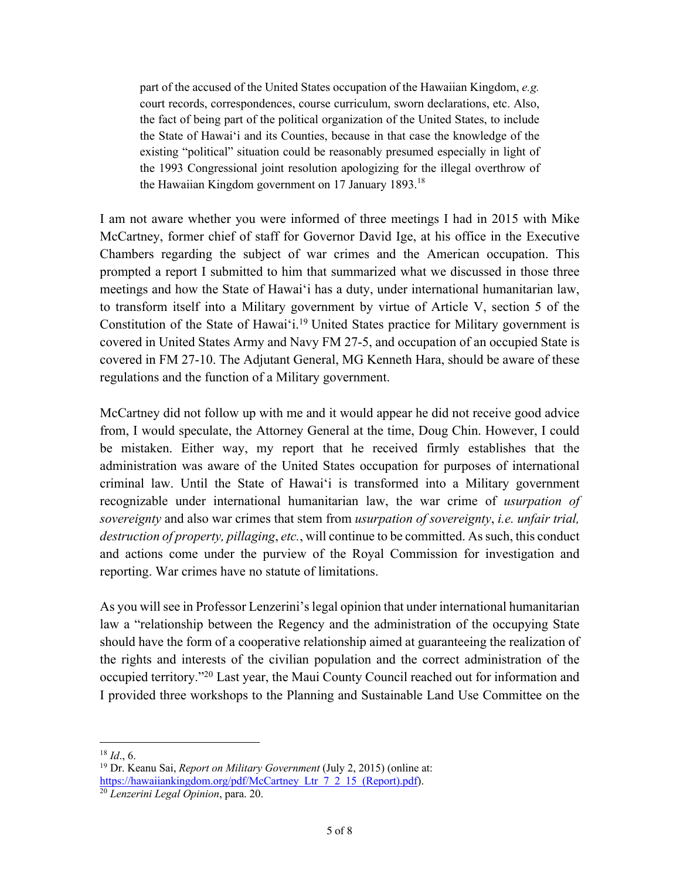> part of the accused of the United States occupation of the Hawaiian Kingdom, *e.g.* court records, correspondences, course curriculum, sworn declarations, etc. Also, the fact of being part of the political organization of the United States, to include the State of Hawaiʻi and its Counties, because in that case the knowledge of the existing "political" situation could be reasonably presumed especially in light of the 1993 Congressional joint resolution apologizing for the illegal overthrow of the Hawaiian Kingdom government on 17 January 1893.[18]

I am not aware whether you were informed of three meetings I had in 2015 with Mike McCartney, former chief of staff for Governor David Ige, at his office in the Executive Chambers regarding the subject of war crimes and the American occupation. This prompted a report I submitted to him that summarized what we discussed in those three meetings and how the State of Hawaiʻi has a duty, under international humanitarian law, to transform itself into a Military government by virtue of Article V, section 5 of the Constitution of the State of Hawaiʻi.[19] United States practice for Military government is covered in United States Army and Navy FM 27-5, and occupation of an occupied State is covered in FM 27-10. The Adjutant General, MG Kenneth Hara, should be aware of these regulations and the function of a Military government.

McCartney did not follow up with me and it would appear he did not receive good advice from, I would speculate, the Attorney General at the time, Doug Chin. However, I could be mistaken. Either way, my report that he received firmly establishes that the administration was aware of the United States occupation for purposes of international criminal law. Until the State of Hawaiʻi is transformed into a Military government recognizable under international humanitarian law, the war crime of *usurpation of sovereignty* and also war crimes that stem from *usurpation of sovereignty*, *i.e. unfair trial, destruction of property, pillaging*, *etc.*, will continue to be committed. As such, this conduct and actions come under the purview of the Royal Commission for investigation and reporting. War crimes have no statute of limitations.

As you will see in Professor Lenzerini's legal opinion that under international humanitarian law a "relationship between the Regency and the administration of the occupying State should have the form of a cooperative relationship aimed at guaranteeing the realization of the rights and interests of the civilian population and the correct administration of the occupied territory."[20] Last year, the Maui County Council reached out for information and I provided three workshops to the Planning and Sustainable Land Use Committee on the

---

[18] *Id*., 6.

[19] Dr. Keanu Sai, *Report on Military Government* (July 2, 2015) (online at: https://hawaiiankingdom.org/pdf/McCartney_Ltr_7_2_15_(Report).pdf).

[20] *Lenzerini Legal Opinion*, para. 20.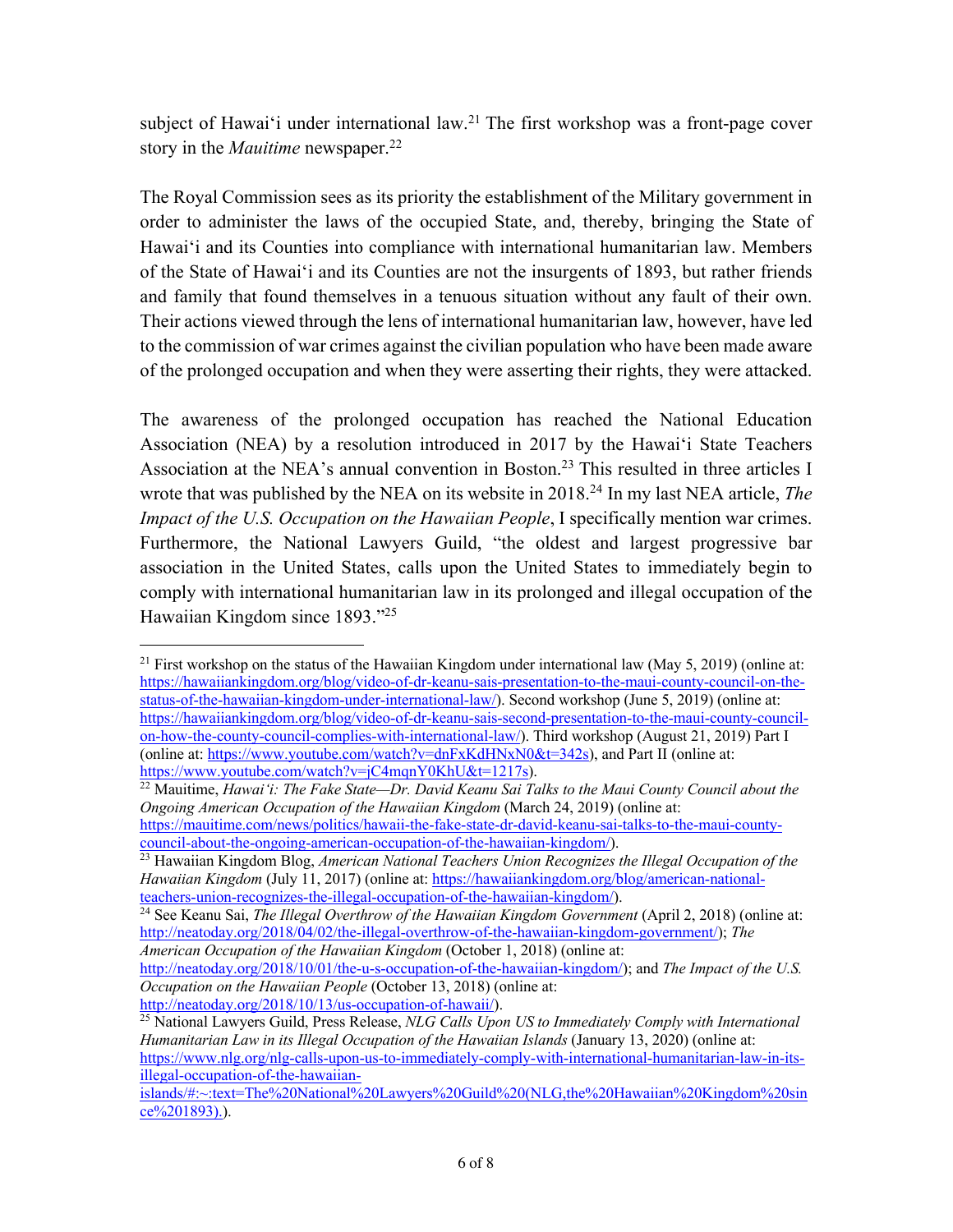subject of Hawai'i under international law.[21] The first workshop was a front-page cover story in the *Mauitime* newspaper.[22]

The Royal Commission sees as its priority the establishment of the Military government in order to administer the laws of the occupied State, and, thereby, bringing the State of Hawai'i and its Counties into compliance with international humanitarian law. Members of the State of Hawai'i and its Counties are not the insurgents of 1893, but rather friends and family that found themselves in a tenuous situation without any fault of their own. Their actions viewed through the lens of international humanitarian law, however, have led to the commission of war crimes against the civilian population who have been made aware of the prolonged occupation and when they were asserting their rights, they were attacked.

The awareness of the prolonged occupation has reached the National Education Association (NEA) by a resolution introduced in 2017 by the Hawai'i State Teachers Association at the NEA's annual convention in Boston.[23] This resulted in three articles I wrote that was published by the NEA on its website in 2018.[24] In my last NEA article, *The Impact of the U.S. Occupation on the Hawaiian People*, I specifically mention war crimes. Furthermore, the National Lawyers Guild, "the oldest and largest progressive bar association in the United States, calls upon the United States to immediately begin to comply with international humanitarian law in its prolonged and illegal occupation of the Hawaiian Kingdom since 1893."[25]

---

[21] First workshop on the status of the Hawaiian Kingdom under international law (May 5, 2019) (online at: https://hawaiiankingdom.org/blog/video-of-dr-keanu-sais-presentation-to-the-maui-county-council-on-the-status-of-the-hawaiian-kingdom-under-international-law/). Second workshop (June 5, 2019) (online at: https://hawaiiankingdom.org/blog/video-of-dr-keanu-sais-second-presentation-to-the-maui-county-council-on-how-the-county-council-complies-with-international-law/). Third workshop (August 21, 2019) Part I (online at: https://www.youtube.com/watch?v=dnFxKdHNxN0&t=342s), and Part II (online at: https://www.youtube.com/watch?v=jC4mqnY0KhU&t=1217s).

[22] Mauitime, *Hawai'i: The Fake State—Dr. David Keanu Sai Talks to the Maui County Council about the Ongoing American Occupation of the Hawaiian Kingdom* (March 24, 2019) (online at: https://mauitime.com/news/politics/hawaii-the-fake-state-dr-david-keanu-sai-talks-to-the-maui-county-council-about-the-ongoing-american-occupation-of-the-hawaiian-kingdom/).

[23] Hawaiian Kingdom Blog, *American National Teachers Union Recognizes the Illegal Occupation of the Hawaiian Kingdom* (July 11, 2017) (online at: https://hawaiiankingdom.org/blog/american-national-teachers-union-recognizes-the-illegal-occupation-of-the-hawaiian-kingdom/).

[24] See Keanu Sai, *The Illegal Overthrow of the Hawaiian Kingdom Government* (April 2, 2018) (online at: http://neatoday.org/2018/04/02/the-illegal-overthrow-of-the-hawaiian-kingdom-government/); *The American Occupation of the Hawaiian Kingdom* (October 1, 2018) (online at: http://neatoday.org/2018/10/01/the-u-s-occupation-of-the-hawaiian-kingdom/); and *The Impact of the U.S. Occupation on the Hawaiian People* (October 13, 2018) (online at: http://neatoday.org/2018/10/13/us-occupation-of-hawaii/).

[25] National Lawyers Guild, Press Release, *NLG Calls Upon US to Immediately Comply with International Humanitarian Law in its Illegal Occupation of the Hawaiian Islands* (January 13, 2020) (online at: https://www.nlg.org/nlg-calls-upon-us-to-immediately-comply-with-international-humanitarian-law-in-its-illegal-occupation-of-the-hawaiian-islands/#:~:text=The%20National%20Lawyers%20Guild%20(NLG,the%20Hawaiian%20Kingdom%20since%201893).).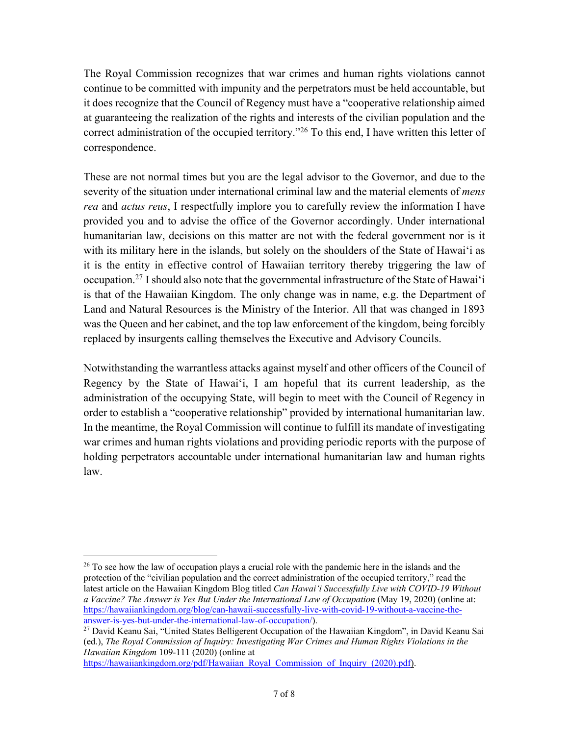The Royal Commission recognizes that war crimes and human rights violations cannot continue to be committed with impunity and the perpetrators must be held accountable, but it does recognize that the Council of Regency must have a "cooperative relationship aimed at guaranteeing the realization of the rights and interests of the civilian population and the correct administration of the occupied territory."[26] To this end, I have written this letter of correspondence.

These are not normal times but you are the legal advisor to the Governor, and due to the severity of the situation under international criminal law and the material elements of *mens rea* and *actus reus*, I respectfully implore you to carefully review the information I have provided you and to advise the office of the Governor accordingly. Under international humanitarian law, decisions on this matter are not with the federal government nor is it with its military here in the islands, but solely on the shoulders of the State of Hawai'i as it is the entity in effective control of Hawaiian territory thereby triggering the law of occupation.[27] I should also note that the governmental infrastructure of the State of Hawai'i is that of the Hawaiian Kingdom. The only change was in name, e.g. the Department of Land and Natural Resources is the Ministry of the Interior. All that was changed in 1893 was the Queen and her cabinet, and the top law enforcement of the kingdom, being forcibly replaced by insurgents calling themselves the Executive and Advisory Councils.

Notwithstanding the warrantless attacks against myself and other officers of the Council of Regency by the State of Hawai'i, I am hopeful that its current leadership, as the administration of the occupying State, will begin to meet with the Council of Regency in order to establish a "cooperative relationship" provided by international humanitarian law. In the meantime, the Royal Commission will continue to fulfill its mandate of investigating war crimes and human rights violations and providing periodic reports with the purpose of holding perpetrators accountable under international humanitarian law and human rights law.

---

[26] To see how the law of occupation plays a crucial role with the pandemic here in the islands and the protection of the "civilian population and the correct administration of the occupied territory," read the latest article on the Hawaiian Kingdom Blog titled *Can Hawai'i Successfully Live with COVID-19 Without a Vaccine? The Answer is Yes But Under the International Law of Occupation* (May 19, 2020) (online at: https://hawaiiankingdom.org/blog/can-hawaii-successfully-live-with-covid-19-without-a-vaccine-the-answer-is-yes-but-under-the-international-law-of-occupation/).

[27] David Keanu Sai, "United States Belligerent Occupation of the Hawaiian Kingdom", in David Keanu Sai (ed.), *The Royal Commission of Inquiry: Investigating War Crimes and Human Rights Violations in the Hawaiian Kingdom* 109-111 (2020) (online at https://hawaiiankingdom.org/pdf/Hawaiian_Royal_Commission_of_Inquiry_(2020).pdf).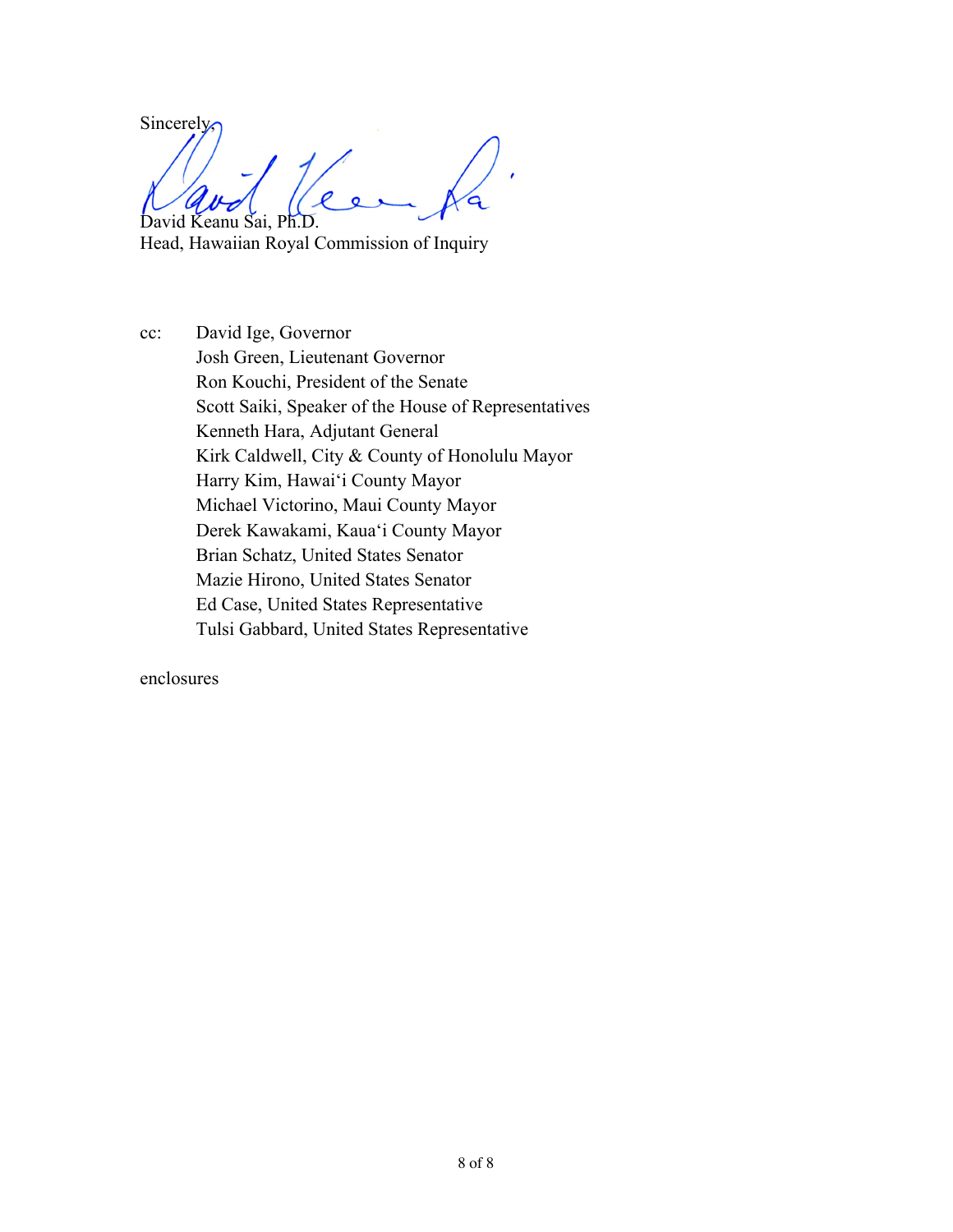Sincerely,

David Keanu Sai, Ph.D.
Head, Hawaiian Royal Commission of Inquiry

cc: David Ige, Governor
Josh Green, Lieutenant Governor
Ron Kouchi, President of the Senate
Scott Saiki, Speaker of the House of Representatives
Kenneth Hara, Adjutant General
Kirk Caldwell, City & County of Honolulu Mayor
Harry Kim, Hawai‘i County Mayor
Michael Victorino, Maui County Mayor
Derek Kawakami, Kaua‘i County Mayor
Brian Schatz, United States Senator
Mazie Hirono, United States Senator
Ed Case, United States Representative
Tulsi Gabbard, United States Representative

enclosures